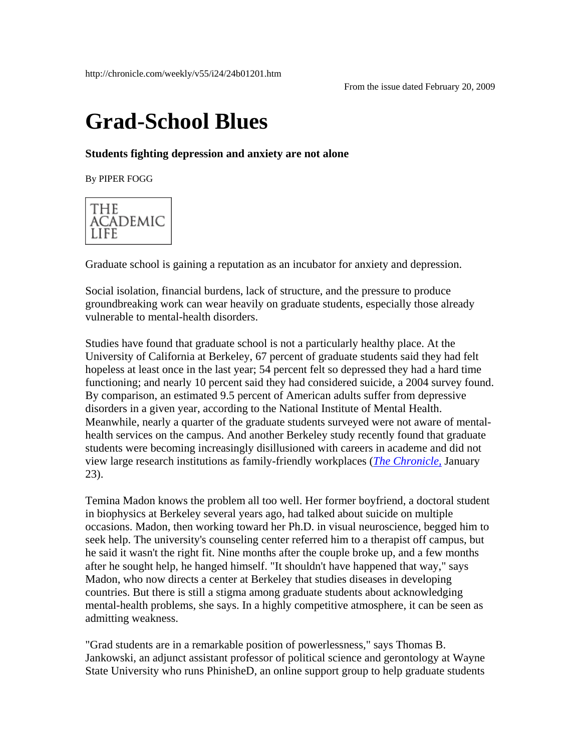http://chronicle.com/weekly/v55/i24/24b01201.htm

From the issue dated February 20, 2009

# Grad-School Blues

**Students fighting depression and anxiety are not alone**

By PIPER FOGG

THE ACADEMIC LIFE

Graduate school is gaining a reputation as an incubator for anxiety and depression.

Social isolation, financial burdens, lack of structure, and the pressure to produce groundbreaking work can wear heavily on graduate students, especially those already vulnerable to mental-health disorders.

Studies have found that graduate school is not a particularly healthy place. At the University of California at Berkeley, 67 percent of graduate students said they had felt hopeless at least once in the last year; 54 percent felt so depressed they had a hard time functioning; and nearly 10 percent said they had considered suicide, a 2004 survey found. By comparison, an estimated 9.5 percent of American adults suffer from depressive disorders in a given year, according to the National Institute of Mental Health. Meanwhile, nearly a quarter of the graduate students surveyed were not aware of mental-health services on the campus. And another Berkeley study recently found that graduate students were becoming increasingly disillusioned with careers in academe and did not view large research institutions as family-friendly workplaces (*The Chronicle,* January 23).

Temina Madon knows the problem all too well. Her former boyfriend, a doctoral student in biophysics at Berkeley several years ago, had talked about suicide on multiple occasions. Madon, then working toward her Ph.D. in visual neuroscience, begged him to seek help. The university's counseling center referred him to a therapist off campus, but he said it wasn't the right fit. Nine months after the couple broke up, and a few months after he sought help, he hanged himself. "It shouldn't have happened that way," says Madon, who now directs a center at Berkeley that studies diseases in developing countries. But there is still a stigma among graduate students about acknowledging mental-health problems, she says. In a highly competitive atmosphere, it can be seen as admitting weakness.

"Grad students are in a remarkable position of powerlessness," says Thomas B. Jankowski, an adjunct assistant professor of political science and gerontology at Wayne State University who runs PhinisheD, an online support group to help graduate students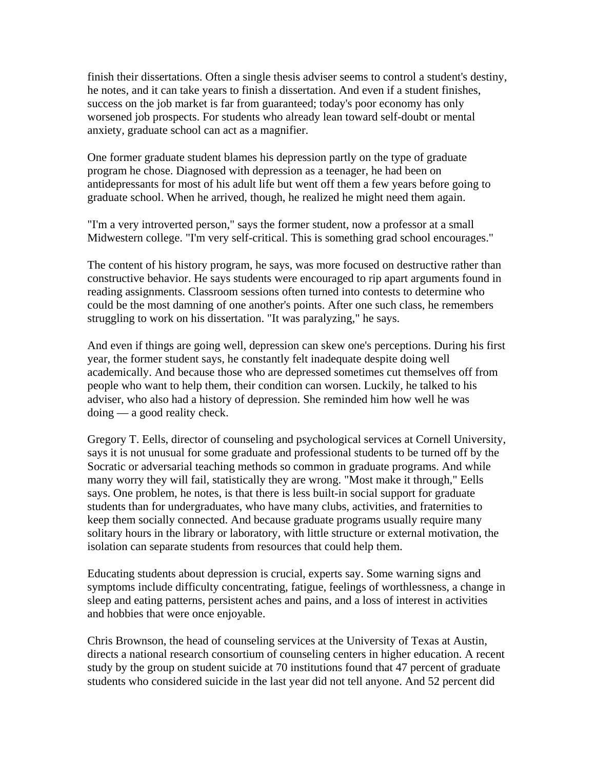finish their dissertations. Often a single thesis adviser seems to control a student's destiny, he notes, and it can take years to finish a dissertation. And even if a student finishes, success on the job market is far from guaranteed; today's poor economy has only worsened job prospects. For students who already lean toward self-doubt or mental anxiety, graduate school can act as a magnifier.

One former graduate student blames his depression partly on the type of graduate program he chose. Diagnosed with depression as a teenager, he had been on antidepressants for most of his adult life but went off them a few years before going to graduate school. When he arrived, though, he realized he might need them again.

"I'm a very introverted person," says the former student, now a professor at a small Midwestern college. "I'm very self-critical. This is something grad school encourages."

The content of his history program, he says, was more focused on destructive rather than constructive behavior. He says students were encouraged to rip apart arguments found in reading assignments. Classroom sessions often turned into contests to determine who could be the most damning of one another's points. After one such class, he remembers struggling to work on his dissertation. "It was paralyzing," he says.

And even if things are going well, depression can skew one's perceptions. During his first year, the former student says, he constantly felt inadequate despite doing well academically. And because those who are depressed sometimes cut themselves off from people who want to help them, their condition can worsen. Luckily, he talked to his adviser, who also had a history of depression. She reminded him how well he was doing — a good reality check.

Gregory T. Eells, director of counseling and psychological services at Cornell University, says it is not unusual for some graduate and professional students to be turned off by the Socratic or adversarial teaching methods so common in graduate programs. And while many worry they will fail, statistically they are wrong. "Most make it through," Eells says. One problem, he notes, is that there is less built-in social support for graduate students than for undergraduates, who have many clubs, activities, and fraternities to keep them socially connected. And because graduate programs usually require many solitary hours in the library or laboratory, with little structure or external motivation, the isolation can separate students from resources that could help them.

Educating students about depression is crucial, experts say. Some warning signs and symptoms include difficulty concentrating, fatigue, feelings of worthlessness, a change in sleep and eating patterns, persistent aches and pains, and a loss of interest in activities and hobbies that were once enjoyable.

Chris Brownson, the head of counseling services at the University of Texas at Austin, directs a national research consortium of counseling centers in higher education. A recent study by the group on student suicide at 70 institutions found that 47 percent of graduate students who considered suicide in the last year did not tell anyone. And 52 percent did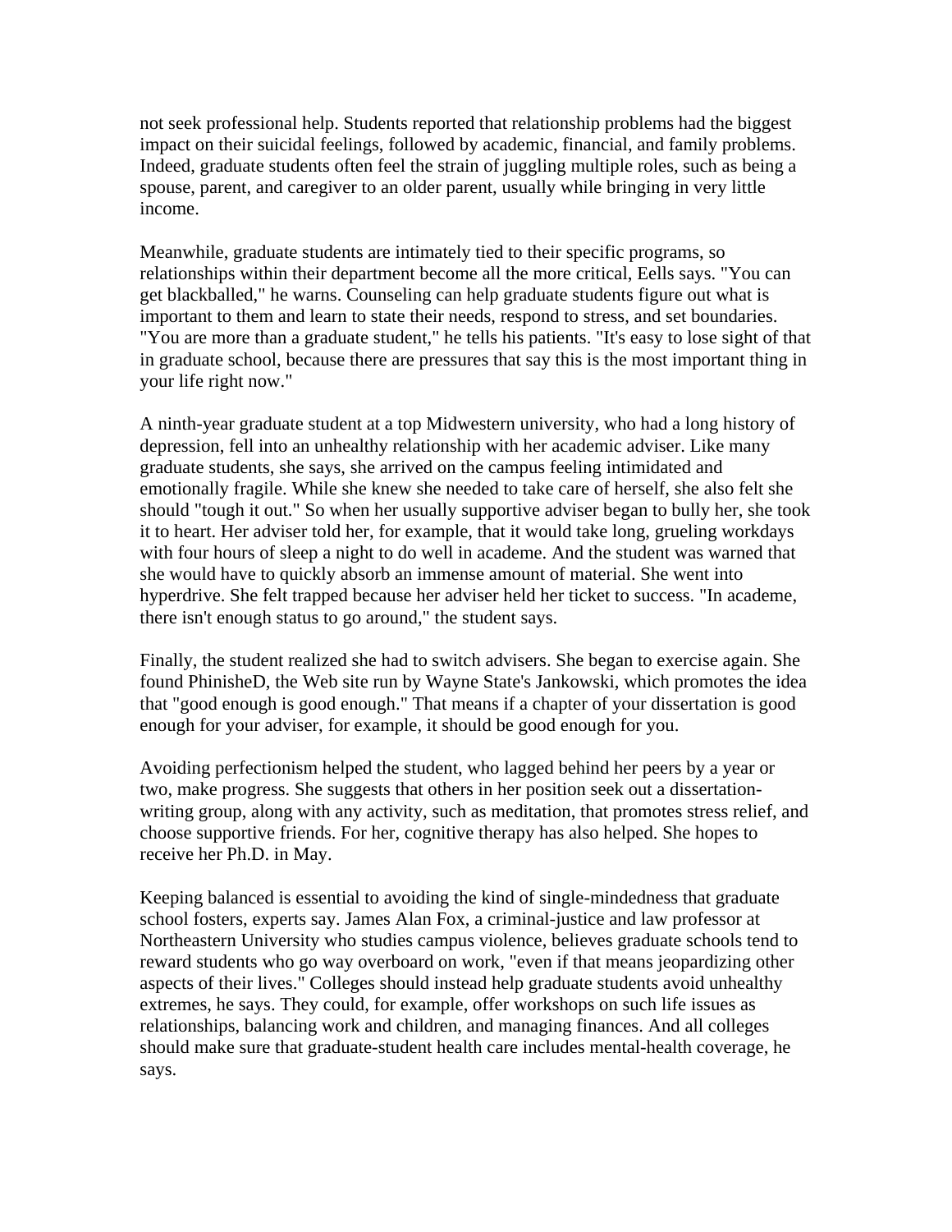not seek professional help. Students reported that relationship problems had the biggest impact on their suicidal feelings, followed by academic, financial, and family problems. Indeed, graduate students often feel the strain of juggling multiple roles, such as being a spouse, parent, and caregiver to an older parent, usually while bringing in very little income.

Meanwhile, graduate students are intimately tied to their specific programs, so relationships within their department become all the more critical, Eells says. "You can get blackballed," he warns. Counseling can help graduate students figure out what is important to them and learn to state their needs, respond to stress, and set boundaries. "You are more than a graduate student," he tells his patients. "It's easy to lose sight of that in graduate school, because there are pressures that say this is the most important thing in your life right now."

A ninth-year graduate student at a top Midwestern university, who had a long history of depression, fell into an unhealthy relationship with her academic adviser. Like many graduate students, she says, she arrived on the campus feeling intimidated and emotionally fragile. While she knew she needed to take care of herself, she also felt she should "tough it out." So when her usually supportive adviser began to bully her, she took it to heart. Her adviser told her, for example, that it would take long, grueling workdays with four hours of sleep a night to do well in academe. And the student was warned that she would have to quickly absorb an immense amount of material. She went into hyperdrive. She felt trapped because her adviser held her ticket to success. "In academe, there isn't enough status to go around," the student says.

Finally, the student realized she had to switch advisers. She began to exercise again. She found PhinisheD, the Web site run by Wayne State's Jankowski, which promotes the idea that "good enough is good enough." That means if a chapter of your dissertation is good enough for your adviser, for example, it should be good enough for you.

Avoiding perfectionism helped the student, who lagged behind her peers by a year or two, make progress. She suggests that others in her position seek out a dissertation-writing group, along with any activity, such as meditation, that promotes stress relief, and choose supportive friends. For her, cognitive therapy has also helped. She hopes to receive her Ph.D. in May.

Keeping balanced is essential to avoiding the kind of single-mindedness that graduate school fosters, experts say. James Alan Fox, a criminal-justice and law professor at Northeastern University who studies campus violence, believes graduate schools tend to reward students who go way overboard on work, "even if that means jeopardizing other aspects of their lives." Colleges should instead help graduate students avoid unhealthy extremes, he says. They could, for example, offer workshops on such life issues as relationships, balancing work and children, and managing finances. And all colleges should make sure that graduate-student health care includes mental-health coverage, he says.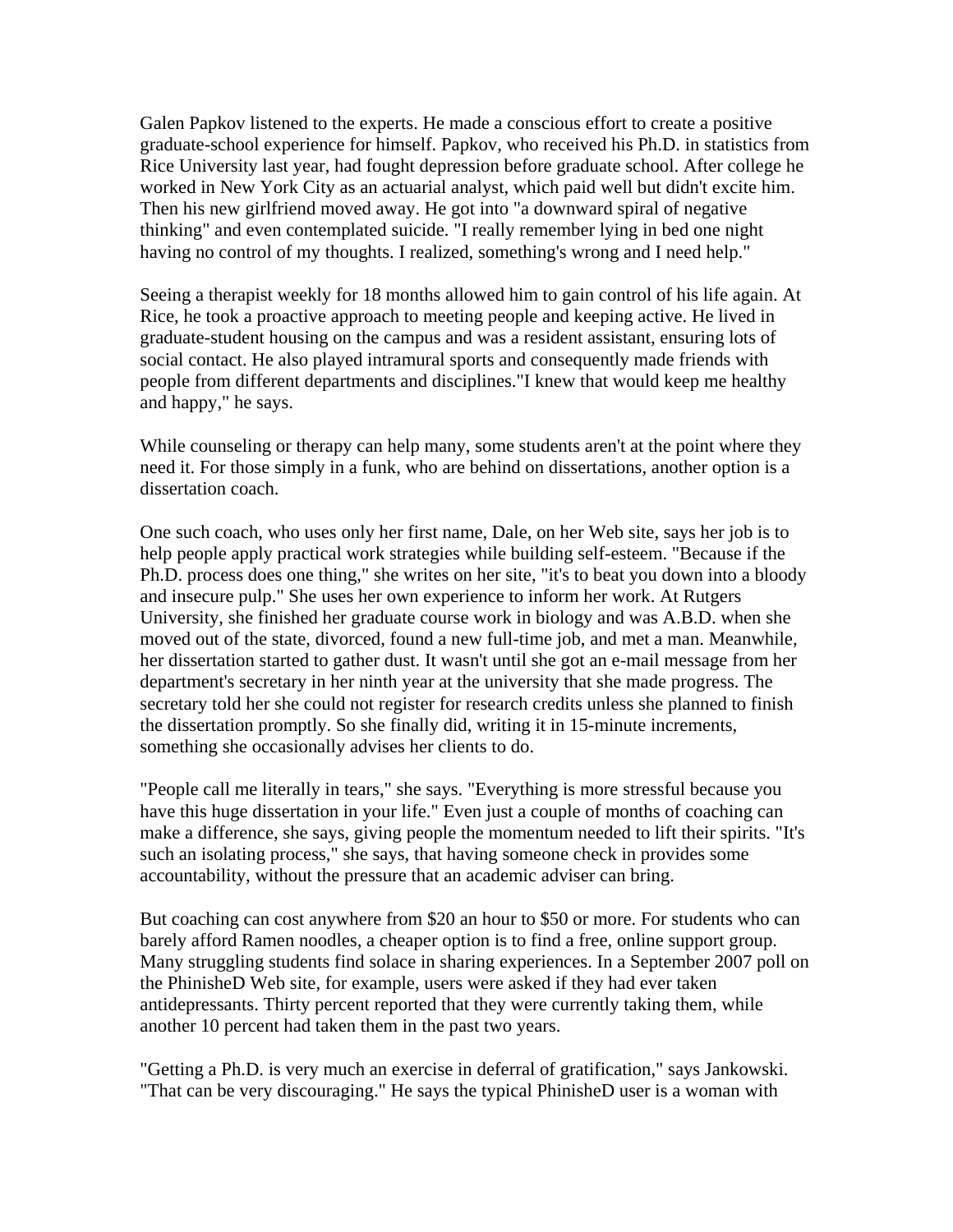Galen Papkov listened to the experts. He made a conscious effort to create a positive graduate-school experience for himself. Papkov, who received his Ph.D. in statistics from Rice University last year, had fought depression before graduate school. After college he worked in New York City as an actuarial analyst, which paid well but didn't excite him. Then his new girlfriend moved away. He got into "a downward spiral of negative thinking" and even contemplated suicide. "I really remember lying in bed one night having no control of my thoughts. I realized, something's wrong and I need help."

Seeing a therapist weekly for 18 months allowed him to gain control of his life again. At Rice, he took a proactive approach to meeting people and keeping active. He lived in graduate-student housing on the campus and was a resident assistant, ensuring lots of social contact. He also played intramural sports and consequently made friends with people from different departments and disciplines."I knew that would keep me healthy and happy," he says.

While counseling or therapy can help many, some students aren't at the point where they need it. For those simply in a funk, who are behind on dissertations, another option is a dissertation coach.

One such coach, who uses only her first name, Dale, on her Web site, says her job is to help people apply practical work strategies while building self-esteem. "Because if the Ph.D. process does one thing," she writes on her site, "it's to beat you down into a bloody and insecure pulp." She uses her own experience to inform her work. At Rutgers University, she finished her graduate course work in biology and was A.B.D. when she moved out of the state, divorced, found a new full-time job, and met a man. Meanwhile, her dissertation started to gather dust. It wasn't until she got an e-mail message from her department's secretary in her ninth year at the university that she made progress. The secretary told her she could not register for research credits unless she planned to finish the dissertation promptly. So she finally did, writing it in 15-minute increments, something she occasionally advises her clients to do.

"People call me literally in tears," she says. "Everything is more stressful because you have this huge dissertation in your life." Even just a couple of months of coaching can make a difference, she says, giving people the momentum needed to lift their spirits. "It's such an isolating process," she says, that having someone check in provides some accountability, without the pressure that an academic adviser can bring.

But coaching can cost anywhere from $20 an hour to $50 or more. For students who can barely afford Ramen noodles, a cheaper option is to find a free, online support group. Many struggling students find solace in sharing experiences. In a September 2007 poll on the PhinisheD Web site, for example, users were asked if they had ever taken antidepressants. Thirty percent reported that they were currently taking them, while another 10 percent had taken them in the past two years.

"Getting a Ph.D. is very much an exercise in deferral of gratification," says Jankowski. "That can be very discouraging." He says the typical PhinisheD user is a woman with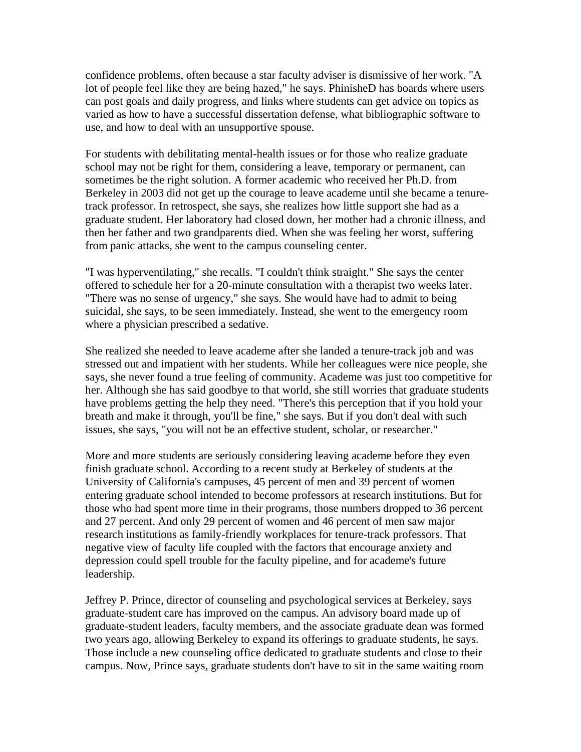confidence problems, often because a star faculty adviser is dismissive of her work. "A lot of people feel like they are being hazed," he says. PhinisheD has boards where users can post goals and daily progress, and links where students can get advice on topics as varied as how to have a successful dissertation defense, what bibliographic software to use, and how to deal with an unsupportive spouse.

For students with debilitating mental-health issues or for those who realize graduate school may not be right for them, considering a leave, temporary or permanent, can sometimes be the right solution. A former academic who received her Ph.D. from Berkeley in 2003 did not get up the courage to leave academe until she became a tenure-track professor. In retrospect, she says, she realizes how little support she had as a graduate student. Her laboratory had closed down, her mother had a chronic illness, and then her father and two grandparents died. When she was feeling her worst, suffering from panic attacks, she went to the campus counseling center.

"I was hyperventilating," she recalls. "I couldn't think straight." She says the center offered to schedule her for a 20-minute consultation with a therapist two weeks later. "There was no sense of urgency," she says. She would have had to admit to being suicidal, she says, to be seen immediately. Instead, she went to the emergency room where a physician prescribed a sedative.

She realized she needed to leave academe after she landed a tenure-track job and was stressed out and impatient with her students. While her colleagues were nice people, she says, she never found a true feeling of community. Academe was just too competitive for her. Although she has said goodbye to that world, she still worries that graduate students have problems getting the help they need. "There's this perception that if you hold your breath and make it through, you'll be fine," she says. But if you don't deal with such issues, she says, "you will not be an effective student, scholar, or researcher."

More and more students are seriously considering leaving academe before they even finish graduate school. According to a recent study at Berkeley of students at the University of California's campuses, 45 percent of men and 39 percent of women entering graduate school intended to become professors at research institutions. But for those who had spent more time in their programs, those numbers dropped to 36 percent and 27 percent. And only 29 percent of women and 46 percent of men saw major research institutions as family-friendly workplaces for tenure-track professors. That negative view of faculty life coupled with the factors that encourage anxiety and depression could spell trouble for the faculty pipeline, and for academe's future leadership.

Jeffrey P. Prince, director of counseling and psychological services at Berkeley, says graduate-student care has improved on the campus. An advisory board made up of graduate-student leaders, faculty members, and the associate graduate dean was formed two years ago, allowing Berkeley to expand its offerings to graduate students, he says. Those include a new counseling office dedicated to graduate students and close to their campus. Now, Prince says, graduate students don't have to sit in the same waiting room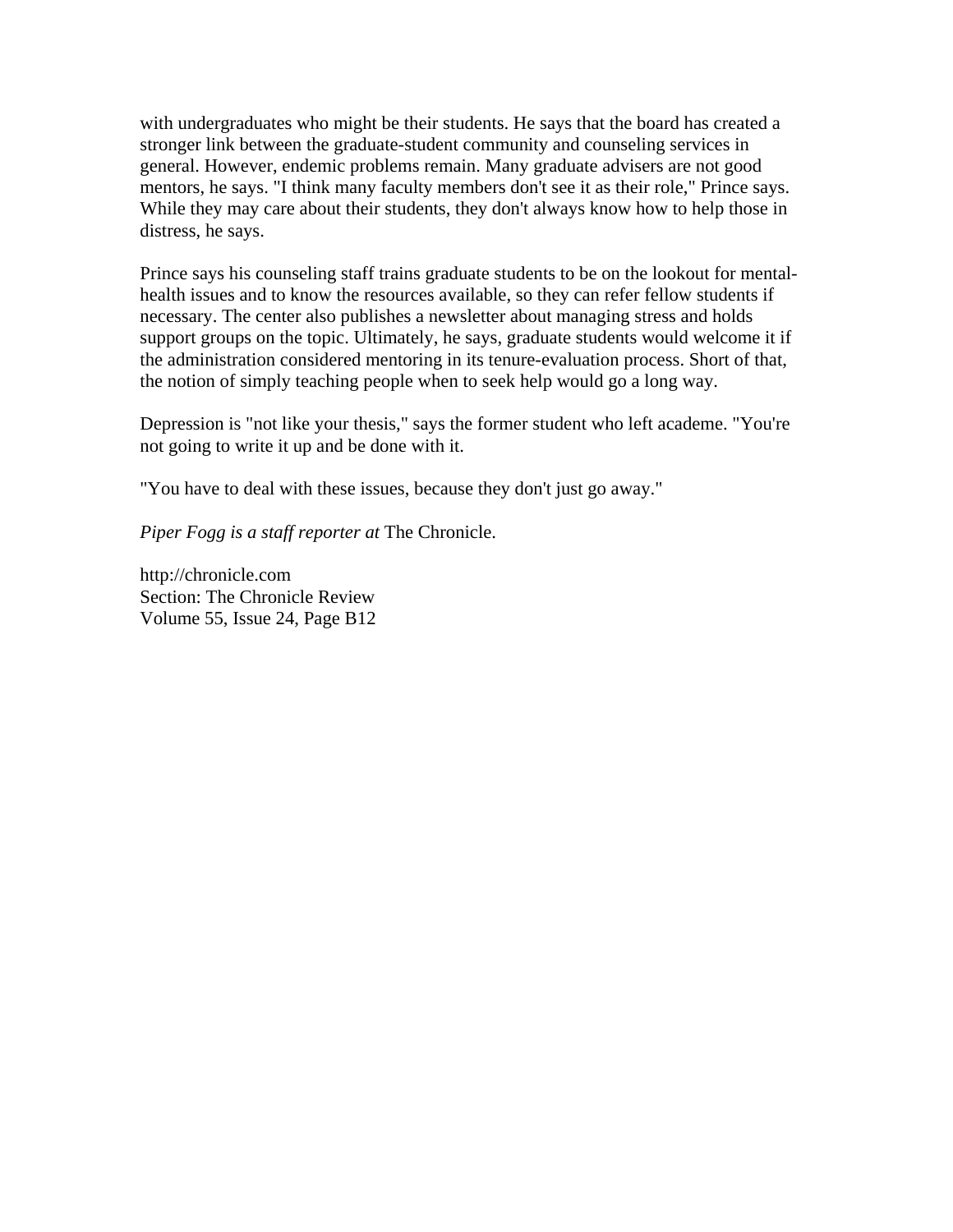with undergraduates who might be their students. He says that the board has created a stronger link between the graduate-student community and counseling services in general. However, endemic problems remain. Many graduate advisers are not good mentors, he says. "I think many faculty members don't see it as their role," Prince says. While they may care about their students, they don't always know how to help those in distress, he says.

Prince says his counseling staff trains graduate students to be on the lookout for mental-health issues and to know the resources available, so they can refer fellow students if necessary. The center also publishes a newsletter about managing stress and holds support groups on the topic. Ultimately, he says, graduate students would welcome it if the administration considered mentoring in its tenure-evaluation process. Short of that, the notion of simply teaching people when to seek help would go a long way.

Depression is "not like your thesis," says the former student who left academe. "You're not going to write it up and be done with it.

"You have to deal with these issues, because they don't just go away."

*Piper Fogg is a staff reporter at* The Chronicle.

http://chronicle.com
Section: The Chronicle Review
Volume 55, Issue 24, Page B12